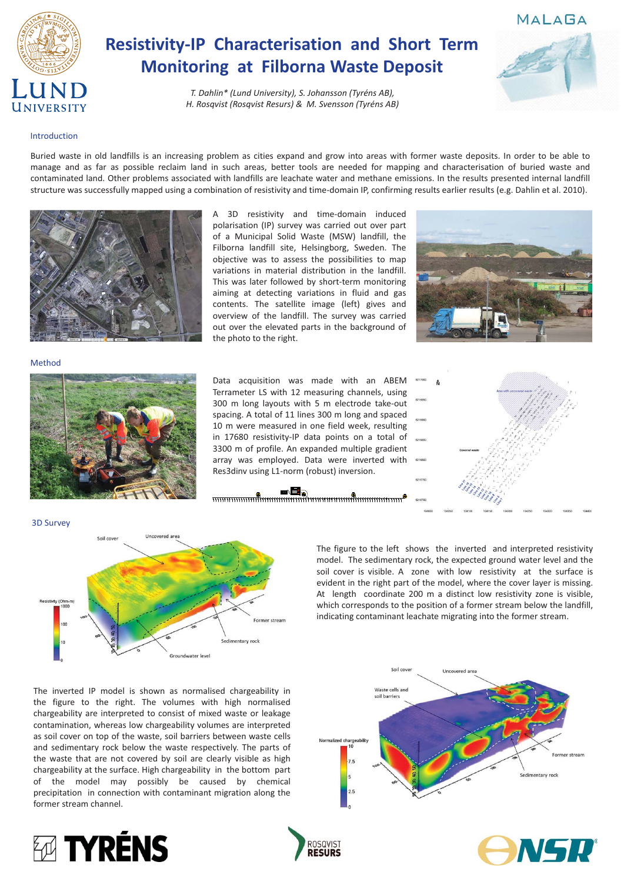# Resistivity-IP Characterisation and Short Term Monitoring at Filborna Waste Deposit

*T. Dahlin\* (Lund University), S. Johansson (Tyréns AB), H. Rosqvist (Rosqvist Resurs) & M. Svensson (Tyréns AB)*

## Introduction

Buried waste in old landfills is an increasing problem as cities expand and grow into areas with former waste deposits. In order to be able to manage and as far as possible reclaim land in such areas, better tools are needed for mapping and characterisation of buried waste and contaminated land. Other problems associated with landfills are leachate water and methane emissions. In the results presented internal landfill structure was successfully mapped using a combination of resistivity and time-domain IP, confirming results earlier results (e.g. Dahlin et al. 2010).

A 3D resistivity and time-domain induced polarisation (IP) survey was carried out over part of a Municipal Solid Waste (MSW) landfill, the Filborna landfill site, Helsingborg, Sweden. The objective was to assess the possibilities to map variations in material distribution in the landfill. This was later followed by short-term monitoring aiming at detecting variations in fluid and gas contents. The satellite image (left) gives and overview of the landfill. The survey was carried out over the elevated parts in the background of the photo to the right.

## Method

Data acquisition was made with an ABEM Terrameter LS with 12 measuring channels, using 300 m long layouts with 5 m electrode take-out spacing. A total of 11 lines 300 m long and spaced 10 m were measured in one field week, resulting in 17680 resistivity-IP data points on a total of 3300 m of profile. An expanded multiple gradient array was employed. Data were inverted with Res3dinv using L1-norm (robust) inversion.

## 3D Survey

The figure to the left shows the inverted and interpreted resistivity model. The sedimentary rock, the expected ground water level and the soil cover is visible. A zone with low resistivity at the surface is evident in the right part of the model, where the cover layer is missing. At length coordinate 200 m a distinct low resistivity zone is visible, which corresponds to the position of a former stream below the landfill, indicating contaminant leachate migrating into the former stream.

The inverted IP model is shown as normalised chargeability in the figure to the right. The volumes with high normalised chargeability are interpreted to consist of mixed waste or leakage contamination, whereas low chargeability volumes are interpreted as soil cover on top of the waste, soil barriers between waste cells and sedimentary rock below the waste respectively. The parts of the waste that are not covered by soil are clearly visible as high chargeability at the surface. High chargeability in the bottom part of the model may possibly be caused by chemical precipitation in connection with contaminant migration along the former stream channel.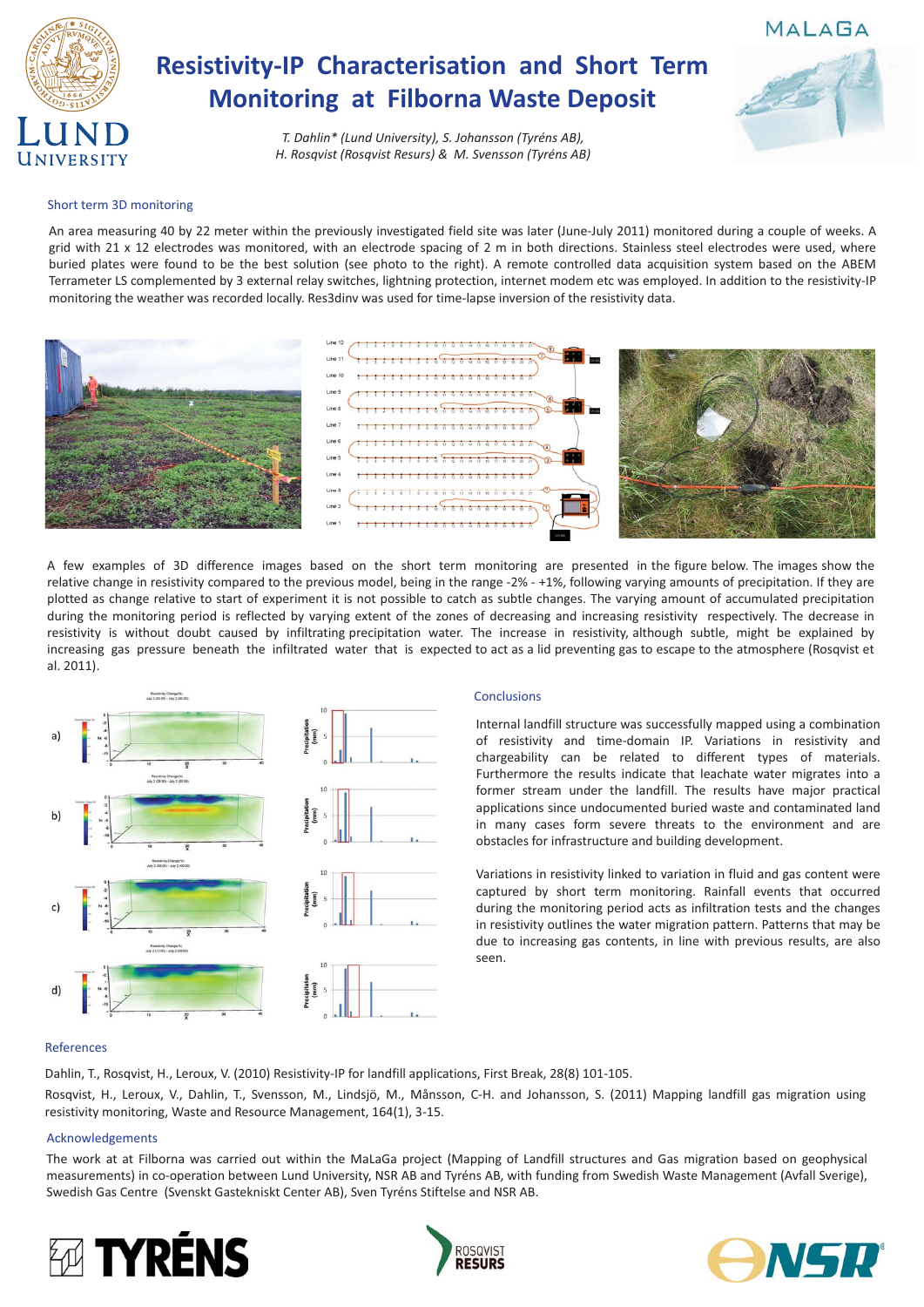# Resistivity-IP Characterisation and Short Term Monitoring at Filborna Waste Deposit

*T. Dahlin* (Lund University), S. Johansson (Tyréns AB), H. Rosqvist (Rosqvist Resurs) & M. Svensson (Tyréns AB)*

MALAGA

## Short term 3D monitoring

An area measuring 40 by 22 meter within the previously investigated field site was later (June-July 2011) monitored during a couple of weeks. A grid with 21 x 12 electrodes was monitored, with an electrode spacing of 2 m in both directions. Stainless steel electrodes were used, where buried plates were found to be the best solution (see photo to the right). A remote controlled data acquisition system based on the ABEM Terrameter LS complemented by 3 external relay switches, lightning protection, internet modem etc was employed. In addition to the resistivity-IP monitoring the weather was recorded locally. Res3dinv was used for time-lapse inversion of the resistivity data.

A few examples of 3D difference images based on the short term monitoring are presented in the figure below. The images show the relative change in resistivity compared to the previous model, being in the range -2% - +1%, following varying amounts of precipitation. If they are plotted as change relative to start of experiment it is not possible to catch as subtle changes. The varying amount of accumulated precipitation during the monitoring period is reflected by varying extent of the zones of decreasing and increasing resistivity respectively. The decrease in resistivity is without doubt caused by infiltrating precipitation water. The increase in resistivity, although subtle, might be explained by increasing gas pressure beneath the infiltrated water that is expected to act as a lid preventing gas to escape to the atmosphere (Rosqvist et al. 2011).

a)

b)

c)

d)

## Conclusions

Internal landfill structure was successfully mapped using a combination of resistivity and time-domain IP. Variations in resistivity and chargeability can be related to different types of materials. Furthermore the results indicate that leachate water migrates into a former stream under the landfill. The results have major practical applications since undocumented buried waste and contaminated land in many cases form severe threats to the environment and are obstacles for infrastructure and building development.

Variations in resistivity linked to variation in fluid and gas content were captured by short term monitoring. Rainfall events that occurred during the monitoring period acts as infiltration tests and the changes in resistivity outlines the water migration pattern. Patterns that may be due to increasing gas contents, in line with previous results, are also seen.

## References

Dahlin, T., Rosqvist, H., Leroux, V. (2010) Resistivity-IP for landfill applications, First Break, 28(8) 101-105.

Rosqvist, H., Leroux, V., Dahlin, T., Svensson, M., Lindsjö, M., Månsson, C-H. and Johansson, S. (2011) Mapping landfill gas migration using resistivity monitoring, Waste and Resource Management, 164(1), 3-15.

## Acknowledgements

The work at at Filborna was carried out within the MaLaGa project (Mapping of Landfill structures and Gas migration based on geophysical measurements) in co-operation between Lund University, NSR AB and Tyréns AB, with funding from Swedish Waste Management (Avfall Sverige), Swedish Gas Centre (Svenskt Gastekniskt Center AB), Sven Tyréns Stiftelse and NSR AB.